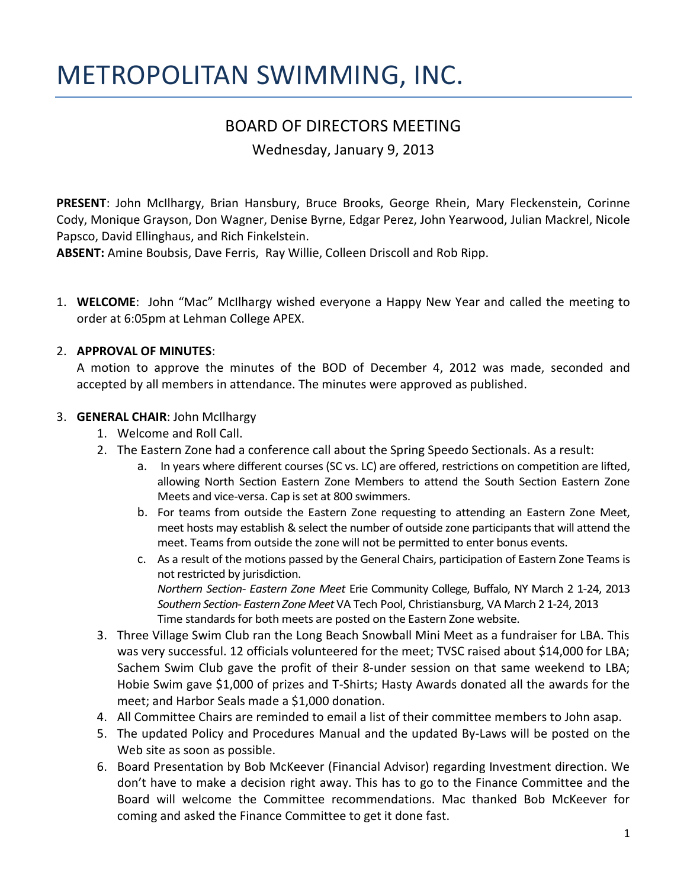# METROPOLITAN SWIMMING, INC.

## BOARD OF DIRECTORS MEETING

Wednesday, January 9, 2013

**PRESENT**: John McIlhargy, Brian Hansbury, Bruce Brooks, George Rhein, Mary Fleckenstein, Corinne Cody, Monique Grayson, Don Wagner, Denise Byrne, Edgar Perez, John Yearwood, Julian Mackrel, Nicole Papsco, David Ellinghaus, and Rich Finkelstein.
**ABSENT:** Amine Boubsis, Dave Ferris, Ray Willie, Colleen Driscoll and Rob Ripp.

1. **WELCOME**: John "Mac" McIlhargy wished everyone a Happy New Year and called the meeting to order at 6:05pm at Lehman College APEX.

2. **APPROVAL OF MINUTES**:
   A motion to approve the minutes of the BOD of December 4, 2012 was made, seconded and accepted by all members in attendance. The minutes were approved as published.

3. **GENERAL CHAIR**: John McIlhargy
   1. Welcome and Roll Call.
   2. The Eastern Zone had a conference call about the Spring Speedo Sectionals. As a result:
      a. In years where different courses (SC vs. LC) are offered, restrictions on competition are lifted, allowing North Section Eastern Zone Members to attend the South Section Eastern Zone Meets and vice-versa. Cap is set at 800 swimmers.
      b. For teams from outside the Eastern Zone requesting to attending an Eastern Zone Meet, meet hosts may establish & select the number of outside zone participants that will attend the meet. Teams from outside the zone will not be permitted to enter bonus events.
      c. As a result of the motions passed by the General Chairs, participation of Eastern Zone Teams is not restricted by jurisdiction.
      *Northern Section- Eastern Zone Meet* Erie Community College, Buffalo, NY March 2 1-24, 2013
      *Southern Section- Eastern Zone Meet* VA Tech Pool, Christiansburg, VA March 2 1-24, 2013
      Time standards for both meets are posted on the Eastern Zone website.
   3. Three Village Swim Club ran the Long Beach Snowball Mini Meet as a fundraiser for LBA. This was very successful. 12 officials volunteered for the meet; TVSC raised about $14,000 for LBA; Sachem Swim Club gave the profit of their 8-under session on that same weekend to LBA; Hobie Swim gave $1,000 of prizes and T-Shirts; Hasty Awards donated all the awards for the meet; and Harbor Seals made a $1,000 donation.
   4. All Committee Chairs are reminded to email a list of their committee members to John asap.
   5. The updated Policy and Procedures Manual and the updated By-Laws will be posted on the Web site as soon as possible.
   6. Board Presentation by Bob McKeever (Financial Advisor) regarding Investment direction. We don't have to make a decision right away. This has to go to the Finance Committee and the Board will welcome the Committee recommendations. Mac thanked Bob McKeever for coming and asked the Finance Committee to get it done fast.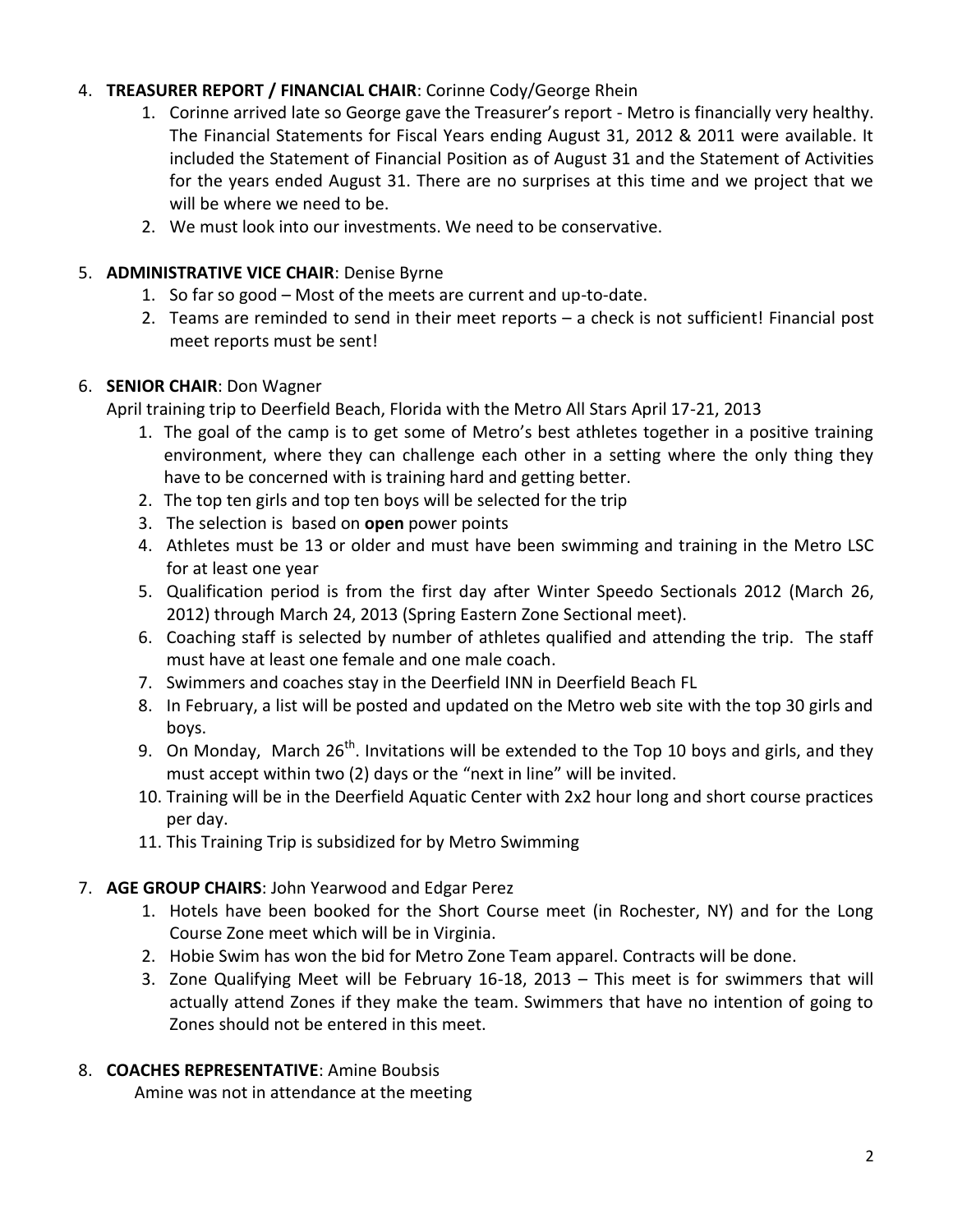4. **TREASURER REPORT / FINANCIAL CHAIR**: Corinne Cody/George Rhein
    1. Corinne arrived late so George gave the Treasurer's report - Metro is financially very healthy. The Financial Statements for Fiscal Years ending August 31, 2012 & 2011 were available. It included the Statement of Financial Position as of August 31 and the Statement of Activities for the years ended August 31. There are no surprises at this time and we project that we will be where we need to be.
    2. We must look into our investments. We need to be conservative.

5. **ADMINISTRATIVE VICE CHAIR**: Denise Byrne
    1. So far so good – Most of the meets are current and up-to-date.
    2. Teams are reminded to send in their meet reports – a check is not sufficient! Financial post meet reports must be sent!

6. **SENIOR CHAIR**: Don Wagner

    April training trip to Deerfield Beach, Florida with the Metro All Stars April 17-21, 2013
    1. The goal of the camp is to get some of Metro's best athletes together in a positive training environment, where they can challenge each other in a setting where the only thing they have to be concerned with is training hard and getting better.
    2. The top ten girls and top ten boys will be selected for the trip
    3. The selection is based on **open** power points
    4. Athletes must be 13 or older and must have been swimming and training in the Metro LSC for at least one year
    5. Qualification period is from the first day after Winter Speedo Sectionals 2012 (March 26, 2012) through March 24, 2013 (Spring Eastern Zone Sectional meet).
    6. Coaching staff is selected by number of athletes qualified and attending the trip. The staff must have at least one female and one male coach.
    7. Swimmers and coaches stay in the Deerfield INN in Deerfield Beach FL
    8. In February, a list will be posted and updated on the Metro web site with the top 30 girls and boys.
    9. On Monday, March 26th. Invitations will be extended to the Top 10 boys and girls, and they must accept within two (2) days or the "next in line" will be invited.
    10. Training will be in the Deerfield Aquatic Center with 2x2 hour long and short course practices per day.
    11. This Training Trip is subsidized for by Metro Swimming

7. **AGE GROUP CHAIRS**: John Yearwood and Edgar Perez
    1. Hotels have been booked for the Short Course meet (in Rochester, NY) and for the Long Course Zone meet which will be in Virginia.
    2. Hobie Swim has won the bid for Metro Zone Team apparel. Contracts will be done.
    3. Zone Qualifying Meet will be February 16-18, 2013 – This meet is for swimmers that will actually attend Zones if they make the team. Swimmers that have no intention of going to Zones should not be entered in this meet.

8. **COACHES REPRESENTATIVE**: Amine Boubsis

    Amine was not in attendance at the meeting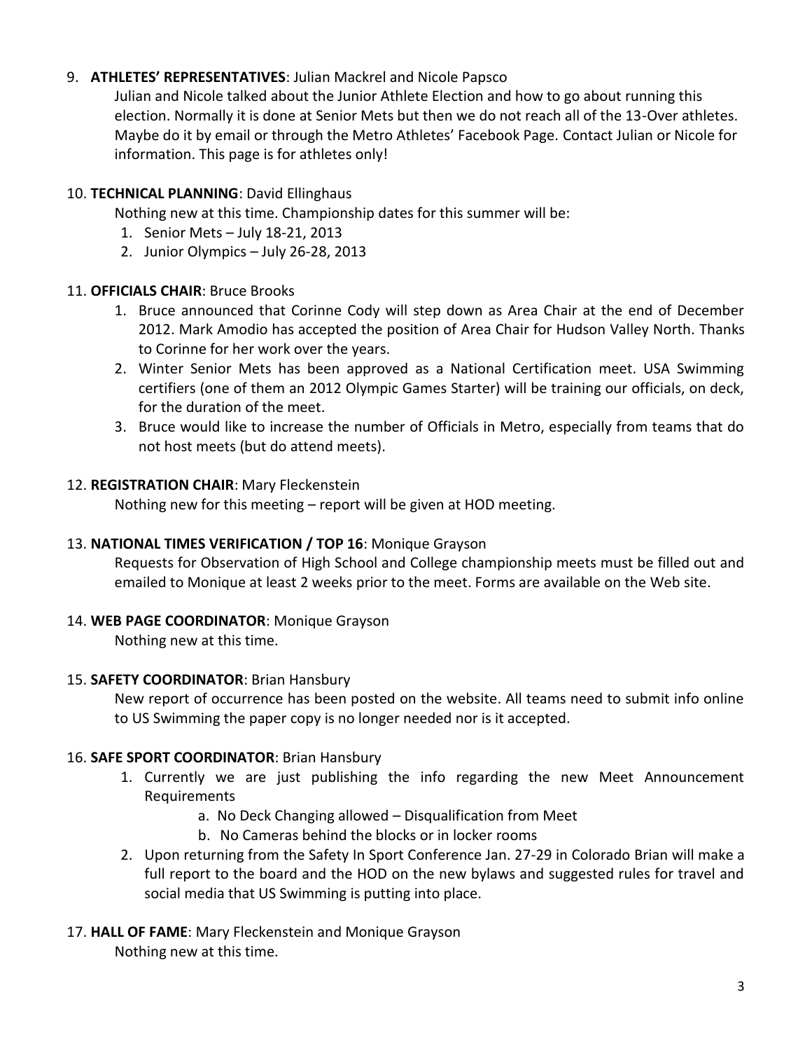9. **ATHLETES' REPRESENTATIVES**: Julian Mackrel and Nicole Papsco

   Julian and Nicole talked about the Junior Athlete Election and how to go about running this election. Normally it is done at Senior Mets but then we do not reach all of the 13-Over athletes. Maybe do it by email or through the Metro Athletes' Facebook Page. Contact Julian or Nicole for information. This page is for athletes only!

10. **TECHNICAL PLANNING**: David Ellinghaus

    Nothing new at this time. Championship dates for this summer will be:

    1. Senior Mets – July 18-21, 2013
    2. Junior Olympics – July 26-28, 2013

11. **OFFICIALS CHAIR**: Bruce Brooks

    1. Bruce announced that Corinne Cody will step down as Area Chair at the end of December 2012. Mark Amodio has accepted the position of Area Chair for Hudson Valley North. Thanks to Corinne for her work over the years.
    2. Winter Senior Mets has been approved as a National Certification meet. USA Swimming certifiers (one of them an 2012 Olympic Games Starter) will be training our officials, on deck, for the duration of the meet.
    3. Bruce would like to increase the number of Officials in Metro, especially from teams that do not host meets (but do attend meets).

12. **REGISTRATION CHAIR**: Mary Fleckenstein

    Nothing new for this meeting – report will be given at HOD meeting.

13. **NATIONAL TIMES VERIFICATION / TOP 16**: Monique Grayson

    Requests for Observation of High School and College championship meets must be filled out and emailed to Monique at least 2 weeks prior to the meet. Forms are available on the Web site.

14. **WEB PAGE COORDINATOR**: Monique Grayson

    Nothing new at this time.

15. **SAFETY COORDINATOR**: Brian Hansbury

    New report of occurrence has been posted on the website. All teams need to submit info online to US Swimming the paper copy is no longer needed nor is it accepted.

16. **SAFE SPORT COORDINATOR**: Brian Hansbury

    1. Currently we are just publishing the info regarding the new Meet Announcement Requirements
       a. No Deck Changing allowed – Disqualification from Meet
       b. No Cameras behind the blocks or in locker rooms
    2. Upon returning from the Safety In Sport Conference Jan. 27-29 in Colorado Brian will make a full report to the board and the HOD on the new bylaws and suggested rules for travel and social media that US Swimming is putting into place.

17. **HALL OF FAME**: Mary Fleckenstein and Monique Grayson

    Nothing new at this time.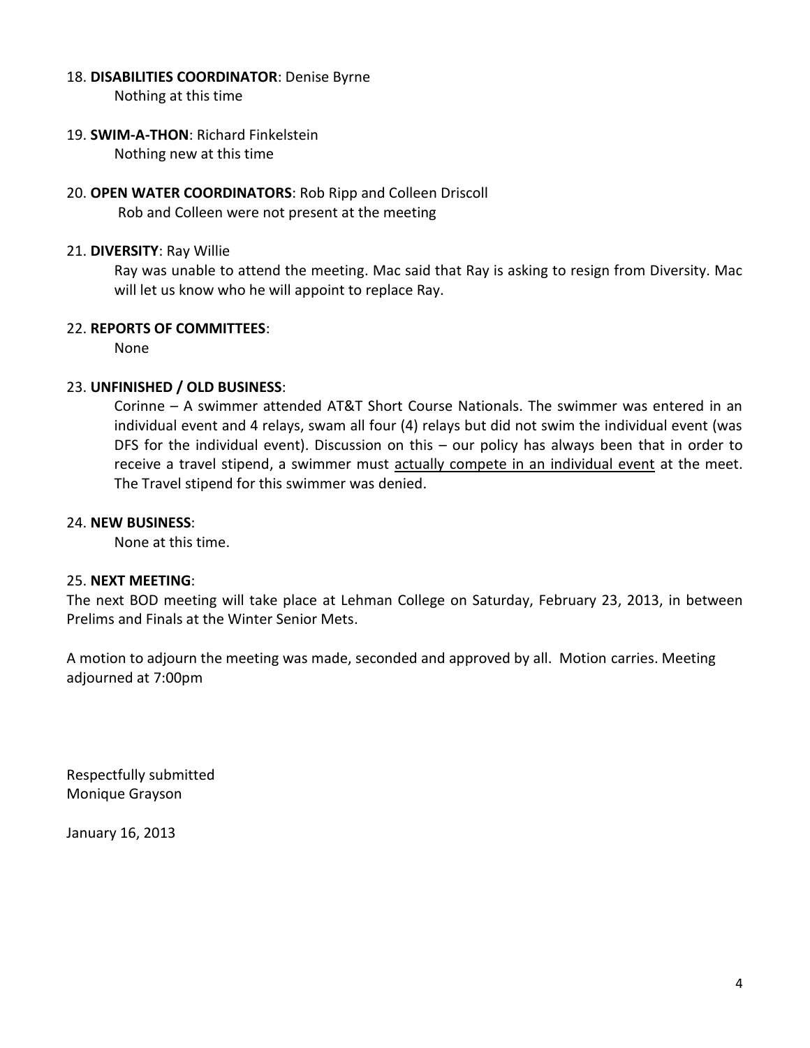18. **DISABILITIES COORDINATOR**: Denise Byrne

    Nothing at this time

19. **SWIM-A-THON**: Richard Finkelstein

    Nothing new at this time

20. **OPEN WATER COORDINATORS**: Rob Ripp and Colleen Driscoll

    Rob and Colleen were not present at the meeting

21. **DIVERSITY**: Ray Willie

    Ray was unable to attend the meeting. Mac said that Ray is asking to resign from Diversity. Mac will let us know who he will appoint to replace Ray.

22. **REPORTS OF COMMITTEES**:

    None

23. **UNFINISHED / OLD BUSINESS**:

    Corinne – A swimmer attended AT&T Short Course Nationals. The swimmer was entered in an individual event and 4 relays, swam all four (4) relays but did not swim the individual event (was DFS for the individual event). Discussion on this – our policy has always been that in order to receive a travel stipend, a swimmer must <u>actually compete in an individual event</u> at the meet. The Travel stipend for this swimmer was denied.

24. **NEW BUSINESS**:

    None at this time.

25. **NEXT MEETING**:

The next BOD meeting will take place at Lehman College on Saturday, February 23, 2013, in between Prelims and Finals at the Winter Senior Mets.

A motion to adjourn the meeting was made, seconded and approved by all. Motion carries. Meeting adjourned at 7:00pm

Respectfully submitted
Monique Grayson

January 16, 2013